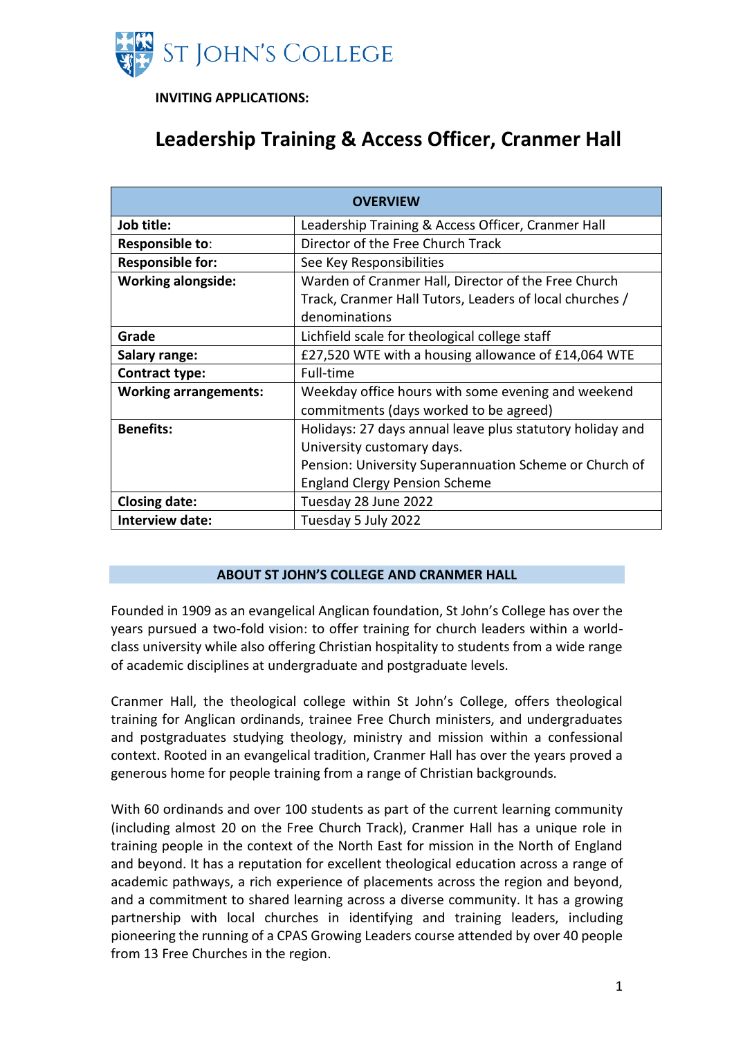ST JOHN'S COLLEGE

**INVITING APPLICATIONS:**

# Leadership Training & Access Officer, Cranmer Hall

| OVERVIEW | |
|---|---|
| **Job title:** | Leadership Training & Access Officer, Cranmer Hall |
| **Responsible to:** | Director of the Free Church Track |
| **Responsible for:** | See Key Responsibilities |
| **Working alongside:** | Warden of Cranmer Hall, Director of the Free Church Track, Cranmer Hall Tutors, Leaders of local churches / denominations |
| **Grade** | Lichfield scale for theological college staff |
| **Salary range:** | £27,520 WTE with a housing allowance of £14,064 WTE |
| **Contract type:** | Full-time |
| **Working arrangements:** | Weekday office hours with some evening and weekend commitments (days worked to be agreed) |
| **Benefits:** | Holidays: 27 days annual leave plus statutory holiday and University customary days.<br>Pension: University Superannuation Scheme or Church of England Clergy Pension Scheme |
| **Closing date:** | Tuesday 28 June 2022 |
| **Interview date:** | Tuesday 5 July 2022 |

## ABOUT ST JOHN'S COLLEGE AND CRANMER HALL

Founded in 1909 as an evangelical Anglican foundation, St John's College has over the years pursued a two-fold vision: to offer training for church leaders within a world-class university while also offering Christian hospitality to students from a wide range of academic disciplines at undergraduate and postgraduate levels.

Cranmer Hall, the theological college within St John's College, offers theological training for Anglican ordinands, trainee Free Church ministers, and undergraduates and postgraduates studying theology, ministry and mission within a confessional context. Rooted in an evangelical tradition, Cranmer Hall has over the years proved a generous home for people training from a range of Christian backgrounds.

With 60 ordinands and over 100 students as part of the current learning community (including almost 20 on the Free Church Track), Cranmer Hall has a unique role in training people in the context of the North East for mission in the North of England and beyond. It has a reputation for excellent theological education across a range of academic pathways, a rich experience of placements across the region and beyond, and a commitment to shared learning across a diverse community. It has a growing partnership with local churches in identifying and training leaders, including pioneering the running of a CPAS Growing Leaders course attended by over 40 people from 13 Free Churches in the region.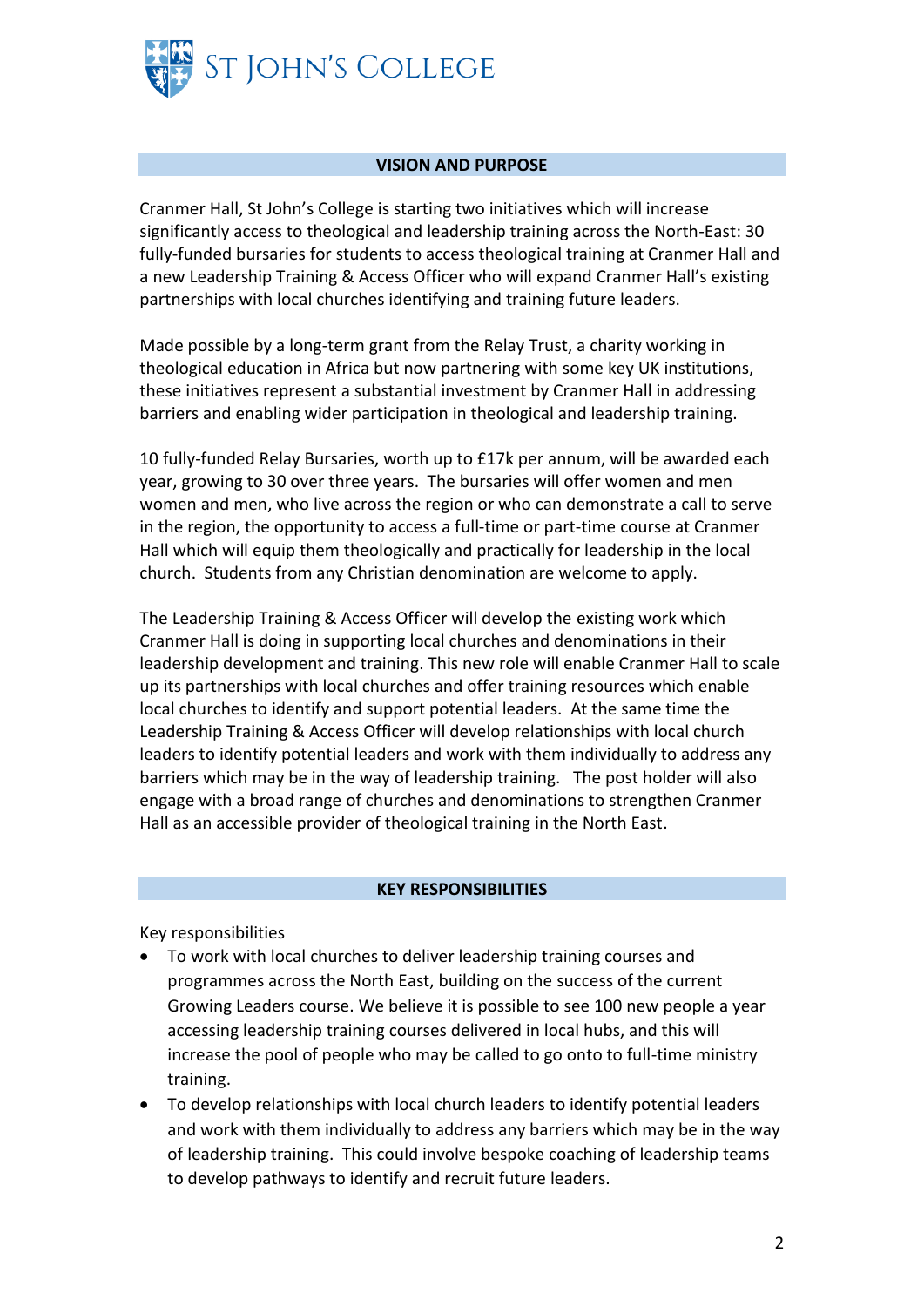## VISION AND PURPOSE

Cranmer Hall, St John's College is starting two initiatives which will increase significantly access to theological and leadership training across the North-East: 30 fully-funded bursaries for students to access theological training at Cranmer Hall and a new Leadership Training & Access Officer who will expand Cranmer Hall's existing partnerships with local churches identifying and training future leaders.

Made possible by a long-term grant from the Relay Trust, a charity working in theological education in Africa but now partnering with some key UK institutions, these initiatives represent a substantial investment by Cranmer Hall in addressing barriers and enabling wider participation in theological and leadership training.

10 fully-funded Relay Bursaries, worth up to £17k per annum, will be awarded each year, growing to 30 over three years. The bursaries will offer women and men women and men, who live across the region or who can demonstrate a call to serve in the region, the opportunity to access a full-time or part-time course at Cranmer Hall which will equip them theologically and practically for leadership in the local church. Students from any Christian denomination are welcome to apply.

The Leadership Training & Access Officer will develop the existing work which Cranmer Hall is doing in supporting local churches and denominations in their leadership development and training. This new role will enable Cranmer Hall to scale up its partnerships with local churches and offer training resources which enable local churches to identify and support potential leaders. At the same time the Leadership Training & Access Officer will develop relationships with local church leaders to identify potential leaders and work with them individually to address any barriers which may be in the way of leadership training. The post holder will also engage with a broad range of churches and denominations to strengthen Cranmer Hall as an accessible provider of theological training in the North East.

## KEY RESPONSIBILITIES

Key responsibilities

- To work with local churches to deliver leadership training courses and programmes across the North East, building on the success of the current Growing Leaders course. We believe it is possible to see 100 new people a year accessing leadership training courses delivered in local hubs, and this will increase the pool of people who may be called to go onto to full-time ministry training.
- To develop relationships with local church leaders to identify potential leaders and work with them individually to address any barriers which may be in the way of leadership training. This could involve bespoke coaching of leadership teams to develop pathways to identify and recruit future leaders.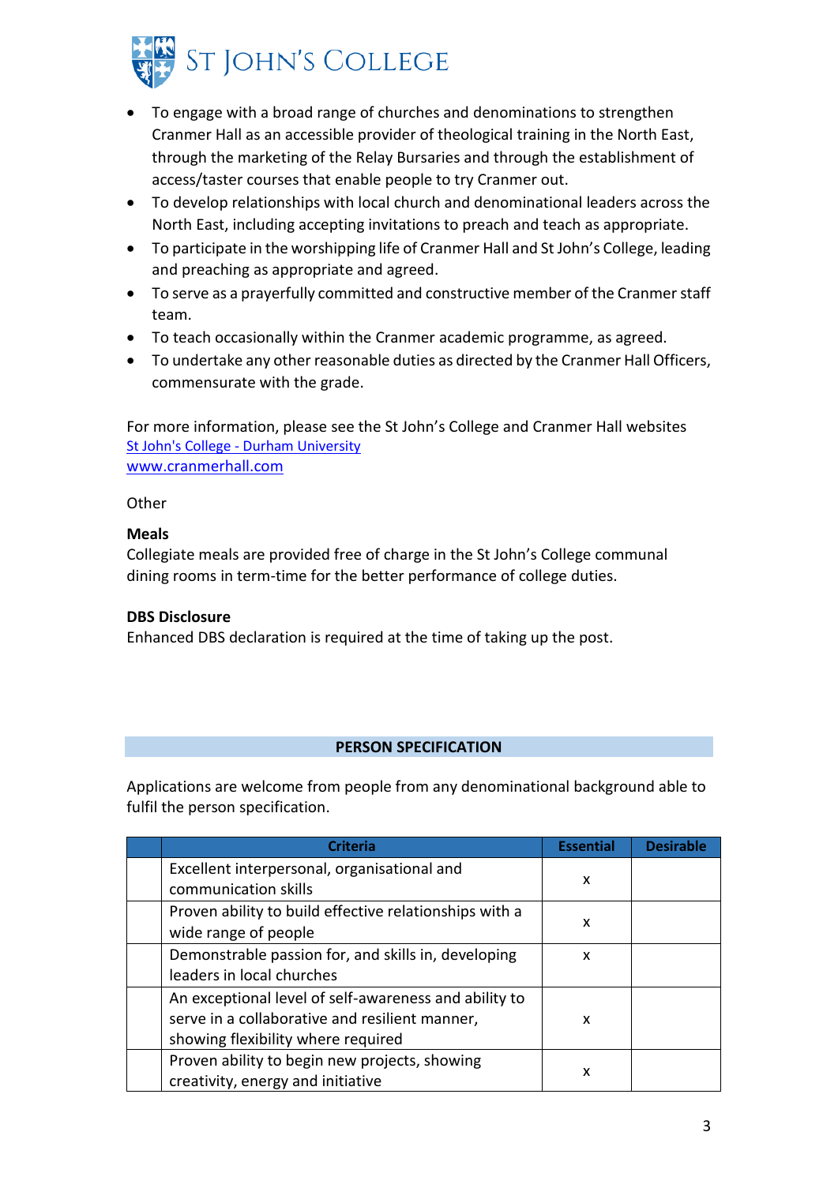- To engage with a broad range of churches and denominations to strengthen Cranmer Hall as an accessible provider of theological training in the North East, through the marketing of the Relay Bursaries and through the establishment of access/taster courses that enable people to try Cranmer out.
- To develop relationships with local church and denominational leaders across the North East, including accepting invitations to preach and teach as appropriate.
- To participate in the worshipping life of Cranmer Hall and St John's College, leading and preaching as appropriate and agreed.
- To serve as a prayerfully committed and constructive member of the Cranmer staff team.
- To teach occasionally within the Cranmer academic programme, as agreed.
- To undertake any other reasonable duties as directed by the Cranmer Hall Officers, commensurate with the grade.

For more information, please see the St John's College and Cranmer Hall websites
[St John's College - Durham University](St John's College - Durham University)
[www.cranmerhall.com](www.cranmerhall.com)

Other

**Meals**
Collegiate meals are provided free of charge in the St John's College communal dining rooms in term-time for the better performance of college duties.

**DBS Disclosure**
Enhanced DBS declaration is required at the time of taking up the post.

## PERSON SPECIFICATION

Applications are welcome from people from any denominational background able to fulfil the person specification.

| | Criteria | Essential | Desirable |
|---|---|---|---|
| | Excellent interpersonal, organisational and communication skills | x | |
| | Proven ability to build effective relationships with a wide range of people | x | |
| | Demonstrable passion for, and skills in, developing leaders in local churches | x | |
| | An exceptional level of self-awareness and ability to serve in a collaborative and resilient manner, showing flexibility where required | x | |
| | Proven ability to begin new projects, showing creativity, energy and initiative | x | |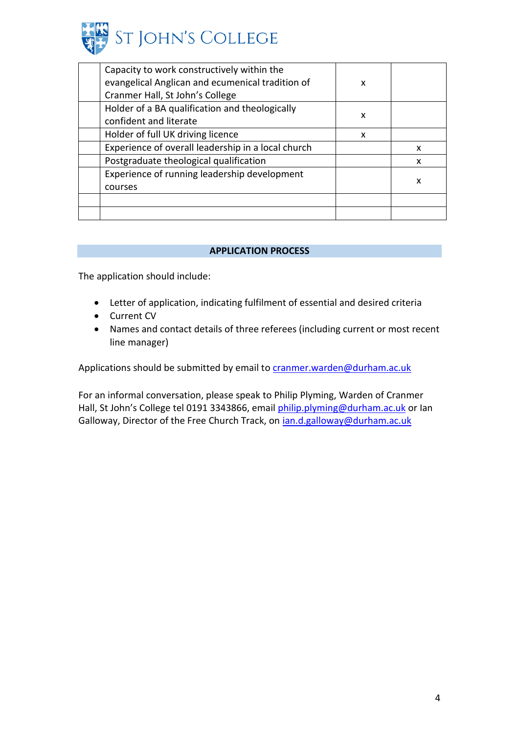| | | | |
|---|---|---|---|
| | Capacity to work constructively within the evangelical Anglican and ecumenical tradition of Cranmer Hall, St John's College | x | |
| | Holder of a BA qualification and theologically confident and literate | x | |
| | Holder of full UK driving licence | x | |
| | Experience of overall leadership in a local church | | x |
| | Postgraduate theological qualification | | x |
| | Experience of running leadership development courses | | x |
| | | | |
| | | | |

## APPLICATION PROCESS

The application should include:

- Letter of application, indicating fulfilment of essential and desired criteria
- Current CV
- Names and contact details of three referees (including current or most recent line manager)

Applications should be submitted by email to cranmer.warden@durham.ac.uk

For an informal conversation, please speak to Philip Plyming, Warden of Cranmer Hall, St John's College tel 0191 3343866, email philip.plyming@durham.ac.uk or Ian Galloway, Director of the Free Church Track, on ian.d.galloway@durham.ac.uk